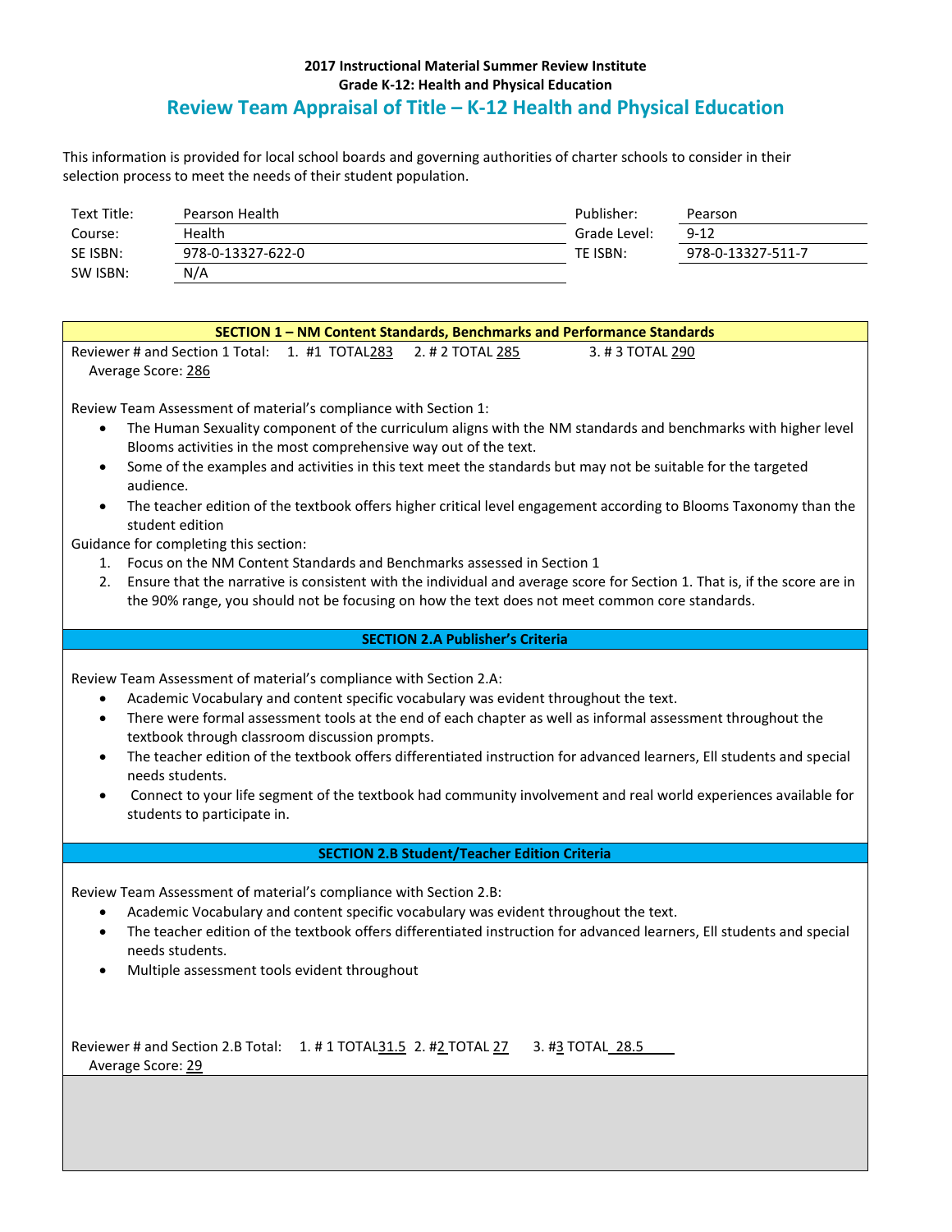**2017 Instructional Material Summer Review Institute**
**Grade K-12: Health and Physical Education**

# Review Team Appraisal of Title – K-12 Health and Physical Education

This information is provided for local school boards and governing authorities of charter schools to consider in their selection process to meet the needs of their student population.

| | | | |
|---|---|---|---|
| Text Title: | Pearson Health | Publisher: | Pearson |
| Course: | Health | Grade Level: | 9-12 |
| SE ISBN: | 978-0-13327-622-0 | TE ISBN: | 978-0-13327-511-7 |
| SW ISBN: | N/A | | |

## SECTION 1 – NM Content Standards, Benchmarks and Performance Standards

Reviewer # and Section 1 Total: 1. #1 TOTAL 283 2. # 2 TOTAL 285 3. # 3 TOTAL 290

Average Score: 286

Review Team Assessment of material's compliance with Section 1:

- The Human Sexuality component of the curriculum aligns with the NM standards and benchmarks with higher level Blooms activities in the most comprehensive way out of the text.
- Some of the examples and activities in this text meet the standards but may not be suitable for the targeted audience.
- The teacher edition of the textbook offers higher critical level engagement according to Blooms Taxonomy than the student edition

Guidance for completing this section:

1. Focus on the NM Content Standards and Benchmarks assessed in Section 1
2. Ensure that the narrative is consistent with the individual and average score for Section 1. That is, if the score are in the 90% range, you should not be focusing on how the text does not meet common core standards.

## SECTION 2.A Publisher's Criteria

Review Team Assessment of material's compliance with Section 2.A:

- Academic Vocabulary and content specific vocabulary was evident throughout the text.
- There were formal assessment tools at the end of each chapter as well as informal assessment throughout the textbook through classroom discussion prompts.
- The teacher edition of the textbook offers differentiated instruction for advanced learners, Ell students and special needs students.
- Connect to your life segment of the textbook had community involvement and real world experiences available for students to participate in.

## SECTION 2.B Student/Teacher Edition Criteria

Review Team Assessment of material's compliance with Section 2.B:

- Academic Vocabulary and content specific vocabulary was evident throughout the text.
- The teacher edition of the textbook offers differentiated instruction for advanced learners, Ell students and special needs students.
- Multiple assessment tools evident throughout

Reviewer # and Section 2.B Total: 1. # 1 TOTAL 31.5 2. #2 TOTAL 27 3. #3 TOTAL 28.5

Average Score: 29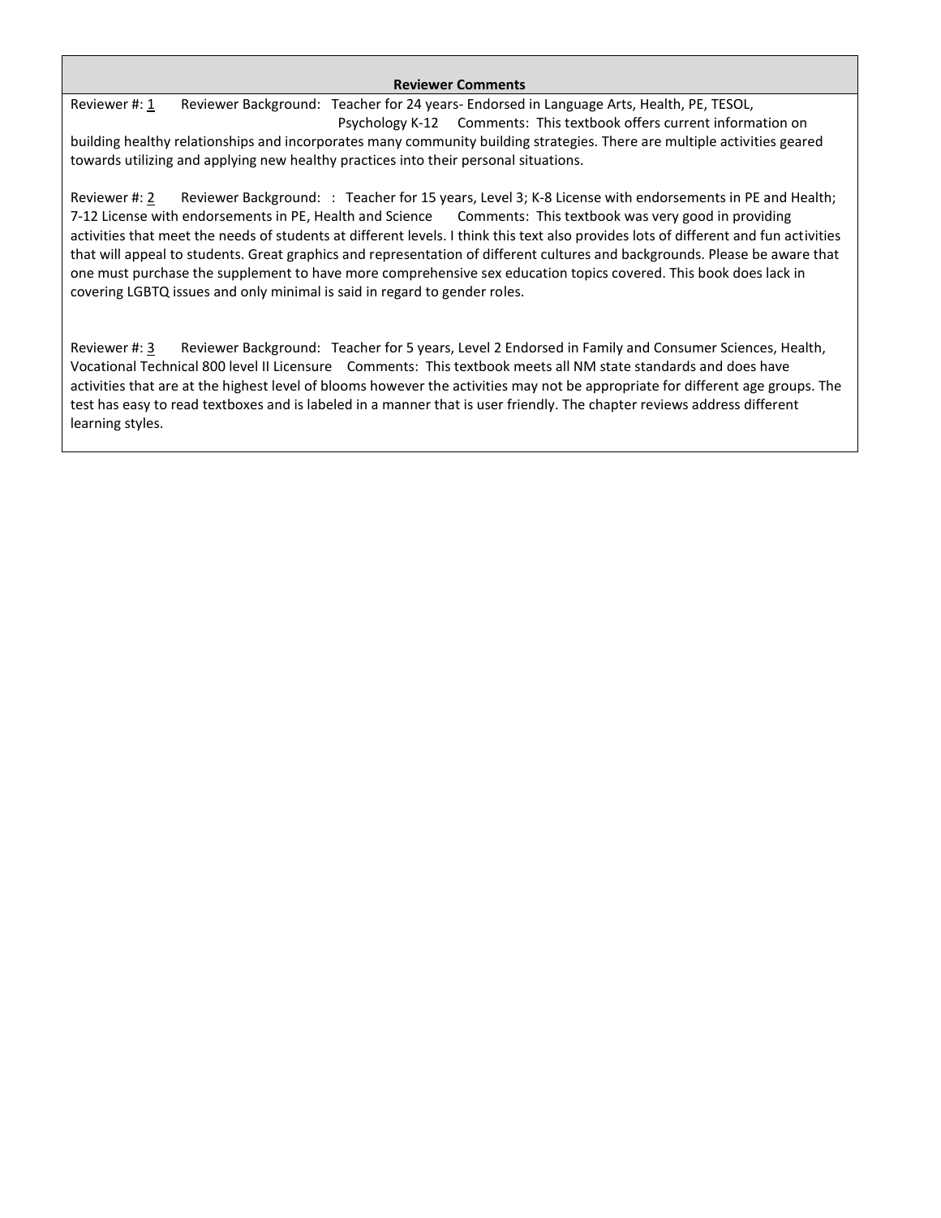**Reviewer Comments**

Reviewer #: 1 Reviewer Background: Teacher for 24 years- Endorsed in Language Arts, Health, PE, TESOL, Psychology K-12 Comments: This textbook offers current information on building healthy relationships and incorporates many community building strategies. There are multiple activities geared towards utilizing and applying new healthy practices into their personal situations.

Reviewer #: 2 Reviewer Background: : Teacher for 15 years, Level 3; K-8 License with endorsements in PE and Health; 7-12 License with endorsements in PE, Health and Science Comments: This textbook was very good in providing activities that meet the needs of students at different levels. I think this text also provides lots of different and fun activities that will appeal to students. Great graphics and representation of different cultures and backgrounds. Please be aware that one must purchase the supplement to have more comprehensive sex education topics covered. This book does lack in covering LGBTQ issues and only minimal is said in regard to gender roles.

Reviewer #: 3 Reviewer Background: Teacher for 5 years, Level 2 Endorsed in Family and Consumer Sciences, Health, Vocational Technical 800 level II Licensure Comments: This textbook meets all NM state standards and does have activities that are at the highest level of blooms however the activities may not be appropriate for different age groups. The test has easy to read textboxes and is labeled in a manner that is user friendly. The chapter reviews address different learning styles.